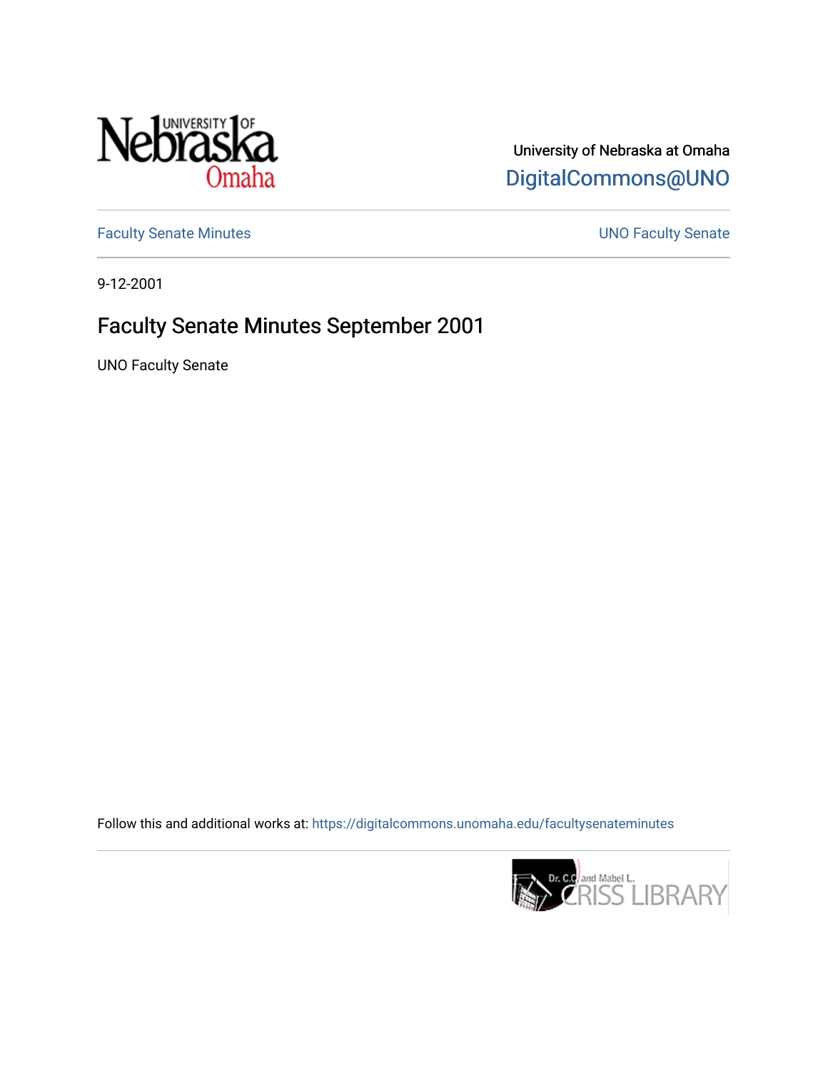University of Nebraska at Omaha

DigitalCommons@UNO

Faculty Senate Minutes

UNO Faculty Senate

9-12-2001

# Faculty Senate Minutes September 2001

UNO Faculty Senate

Follow this and additional works at: https://digitalcommons.unomaha.edu/facultysenateminutes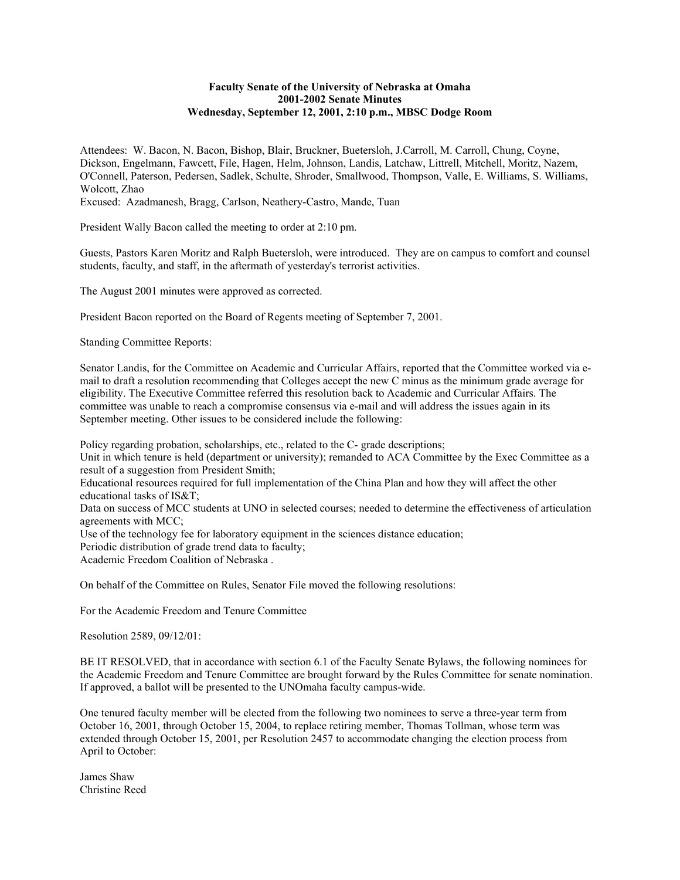**Faculty Senate of the University of Nebraska at Omaha**
**2001-2002 Senate Minutes**
**Wednesday, September 12, 2001, 2:10 p.m., MBSC Dodge Room**

Attendees: W. Bacon, N. Bacon, Bishop, Blair, Bruckner, Buetersloh, J.Carroll, M. Carroll, Chung, Coyne, Dickson, Engelmann, Fawcett, File, Hagen, Helm, Johnson, Landis, Latchaw, Littrell, Mitchell, Moritz, Nazem, O'Connell, Paterson, Pedersen, Sadlek, Schulte, Shroder, Smallwood, Thompson, Valle, E. Williams, S. Williams, Wolcott, Zhao
Excused: Azadmanesh, Bragg, Carlson, Neathery-Castro, Mande, Tuan

President Wally Bacon called the meeting to order at 2:10 pm.

Guests, Pastors Karen Moritz and Ralph Buetersloh, were introduced. They are on campus to comfort and counsel students, faculty, and staff, in the aftermath of yesterday's terrorist activities.

The August 2001 minutes were approved as corrected.

President Bacon reported on the Board of Regents meeting of September 7, 2001.

Standing Committee Reports:

Senator Landis, for the Committee on Academic and Curricular Affairs, reported that the Committee worked via e-mail to draft a resolution recommending that Colleges accept the new C minus as the minimum grade average for eligibility. The Executive Committee referred this resolution back to Academic and Curricular Affairs. The committee was unable to reach a compromise consensus via e-mail and will address the issues again in its September meeting. Other issues to be considered include the following:

Policy regarding probation, scholarships, etc., related to the C- grade descriptions;
Unit in which tenure is held (department or university); remanded to ACA Committee by the Exec Committee as a result of a suggestion from President Smith;
Educational resources required for full implementation of the China Plan and how they will affect the other educational tasks of IS&T;
Data on success of MCC students at UNO in selected courses; needed to determine the effectiveness of articulation agreements with MCC;
Use of the technology fee for laboratory equipment in the sciences distance education;
Periodic distribution of grade trend data to faculty;
Academic Freedom Coalition of Nebraska .

On behalf of the Committee on Rules, Senator File moved the following resolutions:

For the Academic Freedom and Tenure Committee

Resolution 2589, 09/12/01:

BE IT RESOLVED, that in accordance with section 6.1 of the Faculty Senate Bylaws, the following nominees for the Academic Freedom and Tenure Committee are brought forward by the Rules Committee for senate nomination. If approved, a ballot will be presented to the UNOmaha faculty campus-wide.

One tenured faculty member will be elected from the following two nominees to serve a three-year term from October 16, 2001, through October 15, 2004, to replace retiring member, Thomas Tollman, whose term was extended through October 15, 2001, per Resolution 2457 to accommodate changing the election process from April to October:

James Shaw
Christine Reed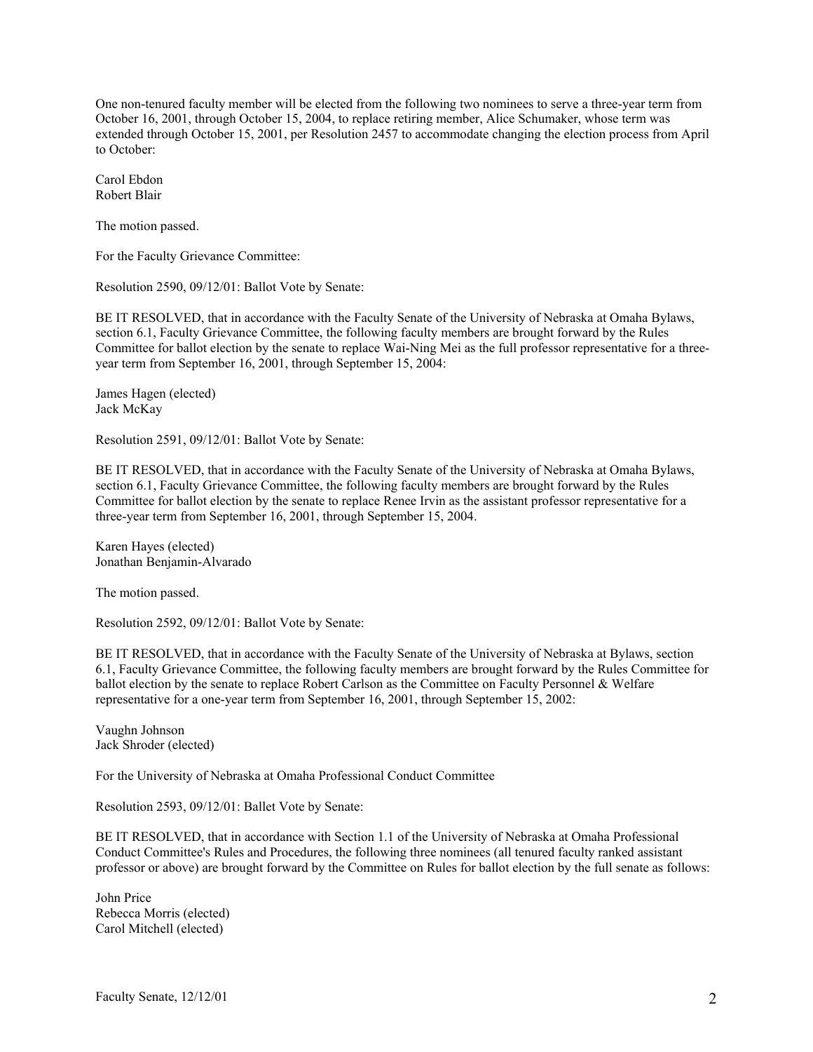One non-tenured faculty member will be elected from the following two nominees to serve a three-year term from October 16, 2001, through October 15, 2004, to replace retiring member, Alice Schumaker, whose term was extended through October 15, 2001, per Resolution 2457 to accommodate changing the election process from April to October:

Carol Ebdon  
Robert Blair

The motion passed.

For the Faculty Grievance Committee:

Resolution 2590, 09/12/01: Ballot Vote by Senate:

BE IT RESOLVED, that in accordance with the Faculty Senate of the University of Nebraska at Omaha Bylaws, section 6.1, Faculty Grievance Committee, the following faculty members are brought forward by the Rules Committee for ballot election by the senate to replace Wai-Ning Mei as the full professor representative for a three-year term from September 16, 2001, through September 15, 2004:

James Hagen (elected)  
Jack McKay

Resolution 2591, 09/12/01: Ballot Vote by Senate:

BE IT RESOLVED, that in accordance with the Faculty Senate of the University of Nebraska at Omaha Bylaws, section 6.1, Faculty Grievance Committee, the following faculty members are brought forward by the Rules Committee for ballot election by the senate to replace Renee Irvin as the assistant professor representative for a three-year term from September 16, 2001, through September 15, 2004.

Karen Hayes (elected)  
Jonathan Benjamin-Alvarado

The motion passed.

Resolution 2592, 09/12/01: Ballot Vote by Senate:

BE IT RESOLVED, that in accordance with the Faculty Senate of the University of Nebraska at Bylaws, section 6.1, Faculty Grievance Committee, the following faculty members are brought forward by the Rules Committee for ballot election by the senate to replace Robert Carlson as the Committee on Faculty Personnel & Welfare representative for a one-year term from September 16, 2001, through September 15, 2002:

Vaughn Johnson  
Jack Shroder (elected)

For the University of Nebraska at Omaha Professional Conduct Committee

Resolution 2593, 09/12/01: Ballet Vote by Senate:

BE IT RESOLVED, that in accordance with Section 1.1 of the University of Nebraska at Omaha Professional Conduct Committee's Rules and Procedures, the following three nominees (all tenured faculty ranked assistant professor or above) are brought forward by the Committee on Rules for ballot election by the full senate as follows:

John Price  
Rebecca Morris (elected)  
Carol Mitchell (elected)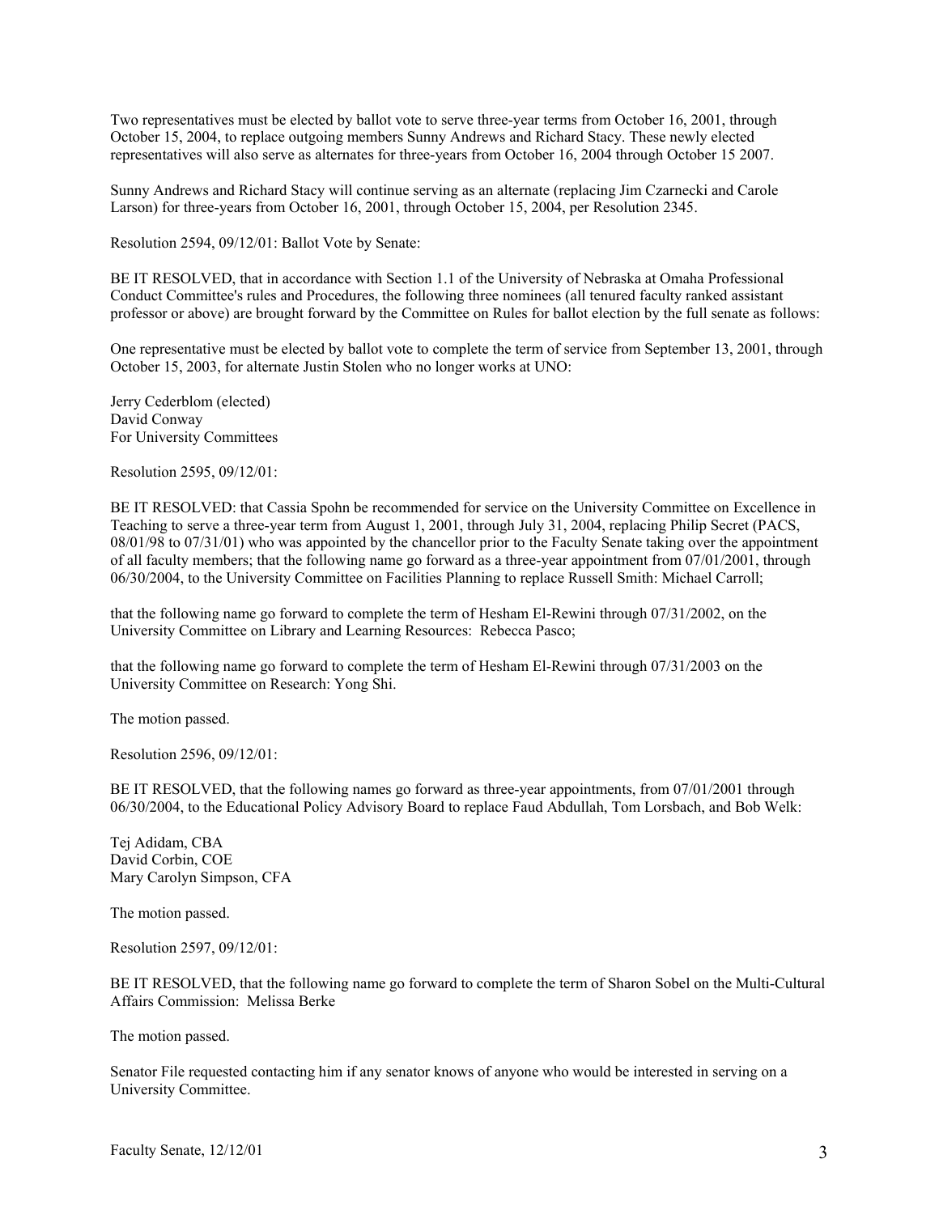Two representatives must be elected by ballot vote to serve three-year terms from October 16, 2001, through October 15, 2004, to replace outgoing members Sunny Andrews and Richard Stacy. These newly elected representatives will also serve as alternates for three-years from October 16, 2004 through October 15 2007.

Sunny Andrews and Richard Stacy will continue serving as an alternate (replacing Jim Czarnecki and Carole Larson) for three-years from October 16, 2001, through October 15, 2004, per Resolution 2345.

Resolution 2594, 09/12/01: Ballot Vote by Senate:

BE IT RESOLVED, that in accordance with Section 1.1 of the University of Nebraska at Omaha Professional Conduct Committee's rules and Procedures, the following three nominees (all tenured faculty ranked assistant professor or above) are brought forward by the Committee on Rules for ballot election by the full senate as follows:

One representative must be elected by ballot vote to complete the term of service from September 13, 2001, through October 15, 2003, for alternate Justin Stolen who no longer works at UNO:

Jerry Cederblom (elected)
David Conway
For University Committees

Resolution 2595, 09/12/01:

BE IT RESOLVED: that Cassia Spohn be recommended for service on the University Committee on Excellence in Teaching to serve a three-year term from August 1, 2001, through July 31, 2004, replacing Philip Secret (PACS, 08/01/98 to 07/31/01) who was appointed by the chancellor prior to the Faculty Senate taking over the appointment of all faculty members; that the following name go forward as a three-year appointment from 07/01/2001, through 06/30/2004, to the University Committee on Facilities Planning to replace Russell Smith: Michael Carroll;

that the following name go forward to complete the term of Hesham El-Rewini through 07/31/2002, on the University Committee on Library and Learning Resources: Rebecca Pasco;

that the following name go forward to complete the term of Hesham El-Rewini through 07/31/2003 on the University Committee on Research: Yong Shi.

The motion passed.

Resolution 2596, 09/12/01:

BE IT RESOLVED, that the following names go forward as three-year appointments, from 07/01/2001 through 06/30/2004, to the Educational Policy Advisory Board to replace Faud Abdullah, Tom Lorsbach, and Bob Welk:

Tej Adidam, CBA
David Corbin, COE
Mary Carolyn Simpson, CFA

The motion passed.

Resolution 2597, 09/12/01:

BE IT RESOLVED, that the following name go forward to complete the term of Sharon Sobel on the Multi-Cultural Affairs Commission: Melissa Berke

The motion passed.

Senator File requested contacting him if any senator knows of anyone who would be interested in serving on a University Committee.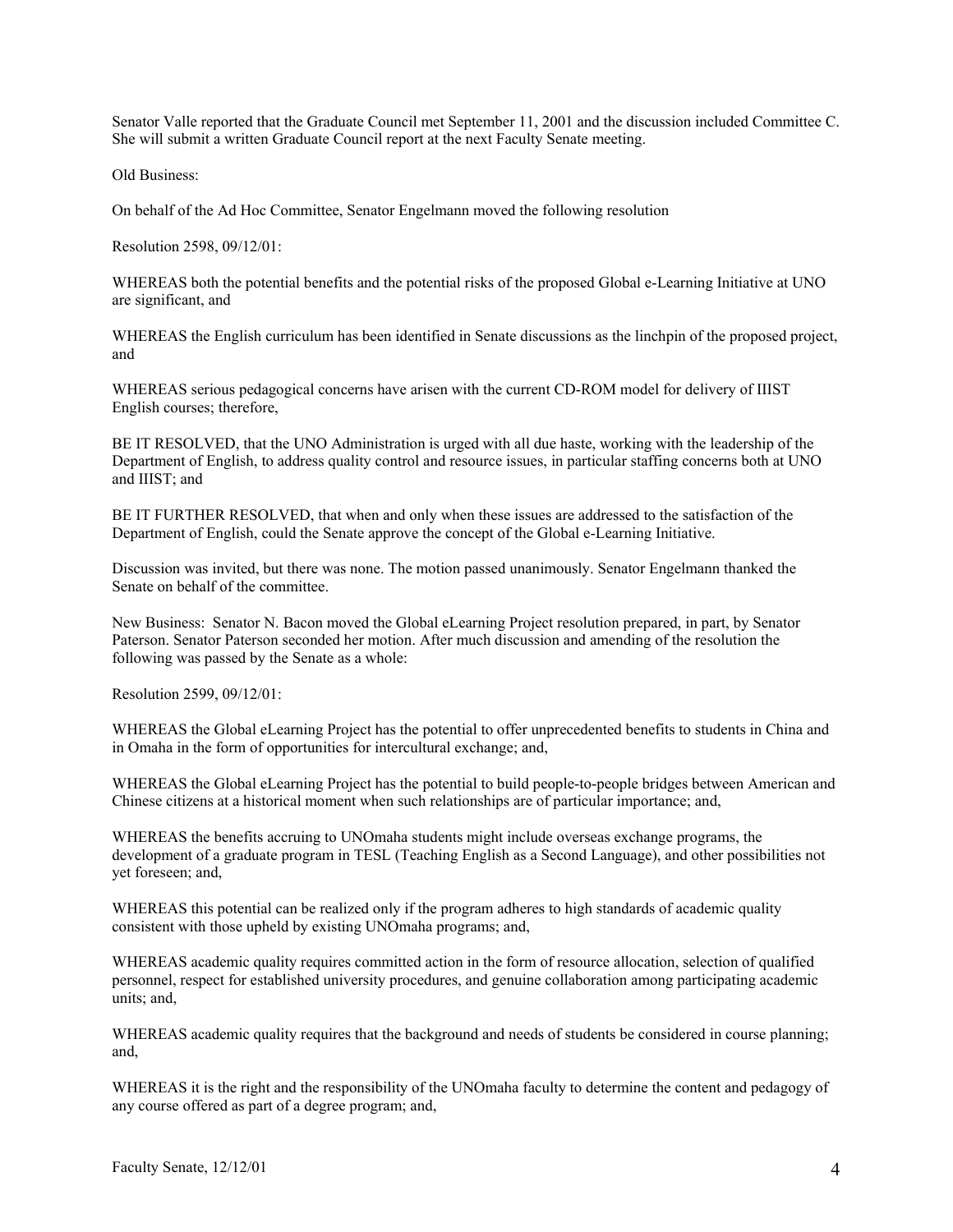Senator Valle reported that the Graduate Council met September 11, 2001 and the discussion included Committee C. She will submit a written Graduate Council report at the next Faculty Senate meeting.

Old Business:

On behalf of the Ad Hoc Committee, Senator Engelmann moved the following resolution

Resolution 2598, 09/12/01:

WHEREAS both the potential benefits and the potential risks of the proposed Global e-Learning Initiative at UNO are significant, and

WHEREAS the English curriculum has been identified in Senate discussions as the linchpin of the proposed project, and

WHEREAS serious pedagogical concerns have arisen with the current CD-ROM model for delivery of IIIST English courses; therefore,

BE IT RESOLVED, that the UNO Administration is urged with all due haste, working with the leadership of the Department of English, to address quality control and resource issues, in particular staffing concerns both at UNO and IIIST; and

BE IT FURTHER RESOLVED, that when and only when these issues are addressed to the satisfaction of the Department of English, could the Senate approve the concept of the Global e-Learning Initiative.

Discussion was invited, but there was none. The motion passed unanimously. Senator Engelmann thanked the Senate on behalf of the committee.

New Business: Senator N. Bacon moved the Global eLearning Project resolution prepared, in part, by Senator Paterson. Senator Paterson seconded her motion. After much discussion and amending of the resolution the following was passed by the Senate as a whole:

Resolution 2599, 09/12/01:

WHEREAS the Global eLearning Project has the potential to offer unprecedented benefits to students in China and in Omaha in the form of opportunities for intercultural exchange; and,

WHEREAS the Global eLearning Project has the potential to build people-to-people bridges between American and Chinese citizens at a historical moment when such relationships are of particular importance; and,

WHEREAS the benefits accruing to UNOmaha students might include overseas exchange programs, the development of a graduate program in TESL (Teaching English as a Second Language), and other possibilities not yet foreseen; and,

WHEREAS this potential can be realized only if the program adheres to high standards of academic quality consistent with those upheld by existing UNOmaha programs; and,

WHEREAS academic quality requires committed action in the form of resource allocation, selection of qualified personnel, respect for established university procedures, and genuine collaboration among participating academic units; and,

WHEREAS academic quality requires that the background and needs of students be considered in course planning; and,

WHEREAS it is the right and the responsibility of the UNOmaha faculty to determine the content and pedagogy of any course offered as part of a degree program; and,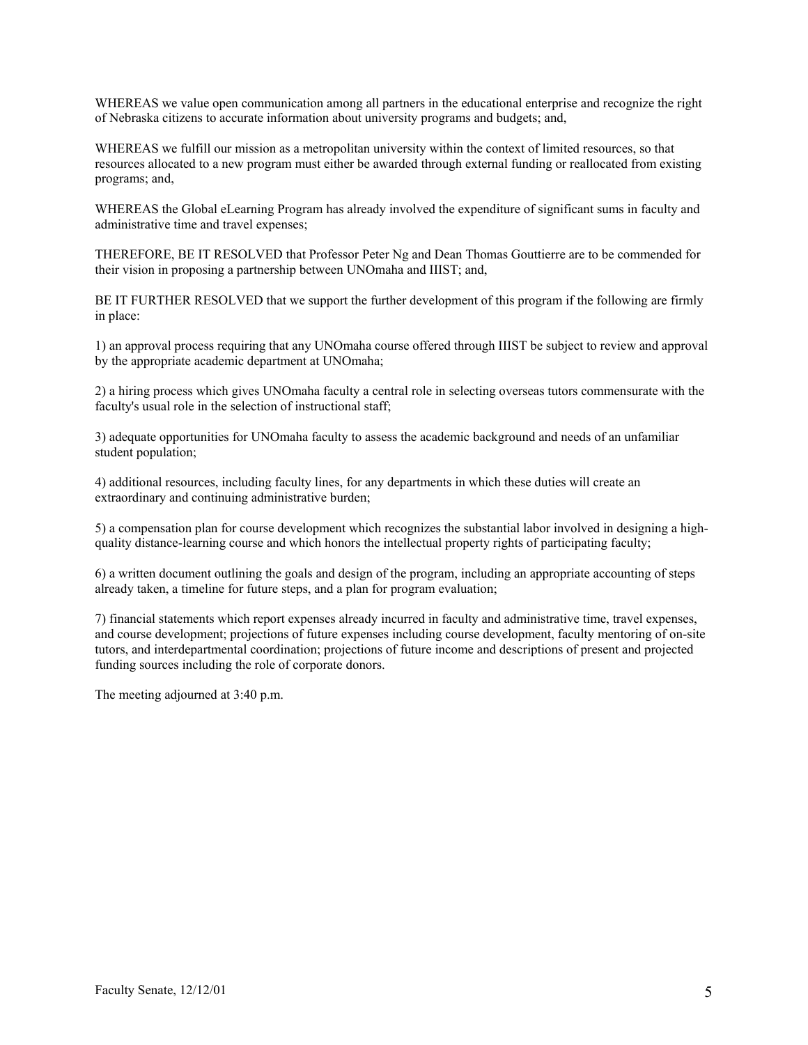WHEREAS we value open communication among all partners in the educational enterprise and recognize the right of Nebraska citizens to accurate information about university programs and budgets; and,

WHEREAS we fulfill our mission as a metropolitan university within the context of limited resources, so that resources allocated to a new program must either be awarded through external funding or reallocated from existing programs; and,

WHEREAS the Global eLearning Program has already involved the expenditure of significant sums in faculty and administrative time and travel expenses;

THEREFORE, BE IT RESOLVED that Professor Peter Ng and Dean Thomas Gouttierre are to be commended for their vision in proposing a partnership between UNOmaha and IIIST; and,

BE IT FURTHER RESOLVED that we support the further development of this program if the following are firmly in place:

1) an approval process requiring that any UNOmaha course offered through IIIST be subject to review and approval by the appropriate academic department at UNOmaha;

2) a hiring process which gives UNOmaha faculty a central role in selecting overseas tutors commensurate with the faculty's usual role in the selection of instructional staff;

3) adequate opportunities for UNOmaha faculty to assess the academic background and needs of an unfamiliar student population;

4) additional resources, including faculty lines, for any departments in which these duties will create an extraordinary and continuing administrative burden;

5) a compensation plan for course development which recognizes the substantial labor involved in designing a high-quality distance-learning course and which honors the intellectual property rights of participating faculty;

6) a written document outlining the goals and design of the program, including an appropriate accounting of steps already taken, a timeline for future steps, and a plan for program evaluation;

7) financial statements which report expenses already incurred in faculty and administrative time, travel expenses, and course development; projections of future expenses including course development, faculty mentoring of on-site tutors, and interdepartmental coordination; projections of future income and descriptions of present and projected funding sources including the role of corporate donors.

The meeting adjourned at 3:40 p.m.